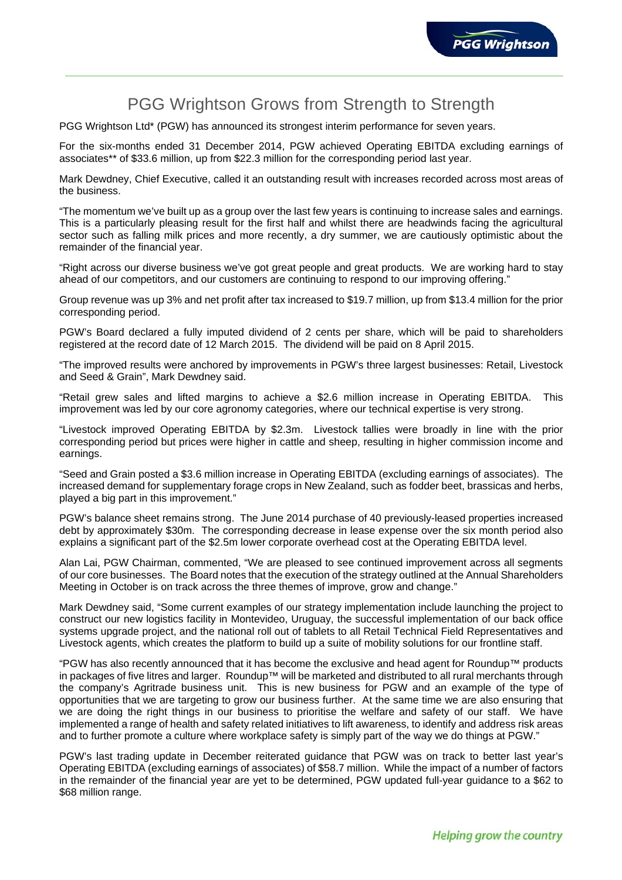# PGG Wrightson Grows from Strength to Strength

PGG Wrightson Ltd* (PGW) has announced its strongest interim performance for seven years.

For the six-months ended 31 December 2014, PGW achieved Operating EBITDA excluding earnings of associates** of $33.6 million, up from $22.3 million for the corresponding period last year.

Mark Dewdney, Chief Executive, called it an outstanding result with increases recorded across most areas of the business.

"The momentum we've built up as a group over the last few years is continuing to increase sales and earnings. This is a particularly pleasing result for the first half and whilst there are headwinds facing the agricultural sector such as falling milk prices and more recently, a dry summer, we are cautiously optimistic about the remainder of the financial year.

"Right across our diverse business we've got great people and great products. We are working hard to stay ahead of our competitors, and our customers are continuing to respond to our improving offering."

Group revenue was up 3% and net profit after tax increased to $19.7 million, up from $13.4 million for the prior corresponding period.

PGW's Board declared a fully imputed dividend of 2 cents per share, which will be paid to shareholders registered at the record date of 12 March 2015. The dividend will be paid on 8 April 2015.

"The improved results were anchored by improvements in PGW's three largest businesses: Retail, Livestock and Seed & Grain", Mark Dewdney said.

"Retail grew sales and lifted margins to achieve a $2.6 million increase in Operating EBITDA. This improvement was led by our core agronomy categories, where our technical expertise is very strong.

"Livestock improved Operating EBITDA by $2.3m. Livestock tallies were broadly in line with the prior corresponding period but prices were higher in cattle and sheep, resulting in higher commission income and earnings.

"Seed and Grain posted a $3.6 million increase in Operating EBITDA (excluding earnings of associates). The increased demand for supplementary forage crops in New Zealand, such as fodder beet, brassicas and herbs, played a big part in this improvement."

PGW's balance sheet remains strong. The June 2014 purchase of 40 previously-leased properties increased debt by approximately $30m. The corresponding decrease in lease expense over the six month period also explains a significant part of the $2.5m lower corporate overhead cost at the Operating EBITDA level.

Alan Lai, PGW Chairman, commented, "We are pleased to see continued improvement across all segments of our core businesses. The Board notes that the execution of the strategy outlined at the Annual Shareholders Meeting in October is on track across the three themes of improve, grow and change."

Mark Dewdney said, "Some current examples of our strategy implementation include launching the project to construct our new logistics facility in Montevideo, Uruguay, the successful implementation of our back office systems upgrade project, and the national roll out of tablets to all Retail Technical Field Representatives and Livestock agents, which creates the platform to build up a suite of mobility solutions for our frontline staff.

"PGW has also recently announced that it has become the exclusive and head agent for Roundup™ products in packages of five litres and larger. Roundup™ will be marketed and distributed to all rural merchants through the company's Agritrade business unit. This is new business for PGW and an example of the type of opportunities that we are targeting to grow our business further. At the same time we are also ensuring that we are doing the right things in our business to prioritise the welfare and safety of our staff. We have implemented a range of health and safety initiatives to lift awareness, to identify and address risk areas and to further promote a culture where workplace safety is simply part of the way we do things at PGW."

PGW's last trading update in December reiterated guidance that PGW was on track to better last year's Operating EBITDA (excluding earnings of associates) of $58.7 million. While the impact of a number of factors in the remainder of the financial year are yet to be determined, PGW updated full-year guidance to a $62 to $68 million range.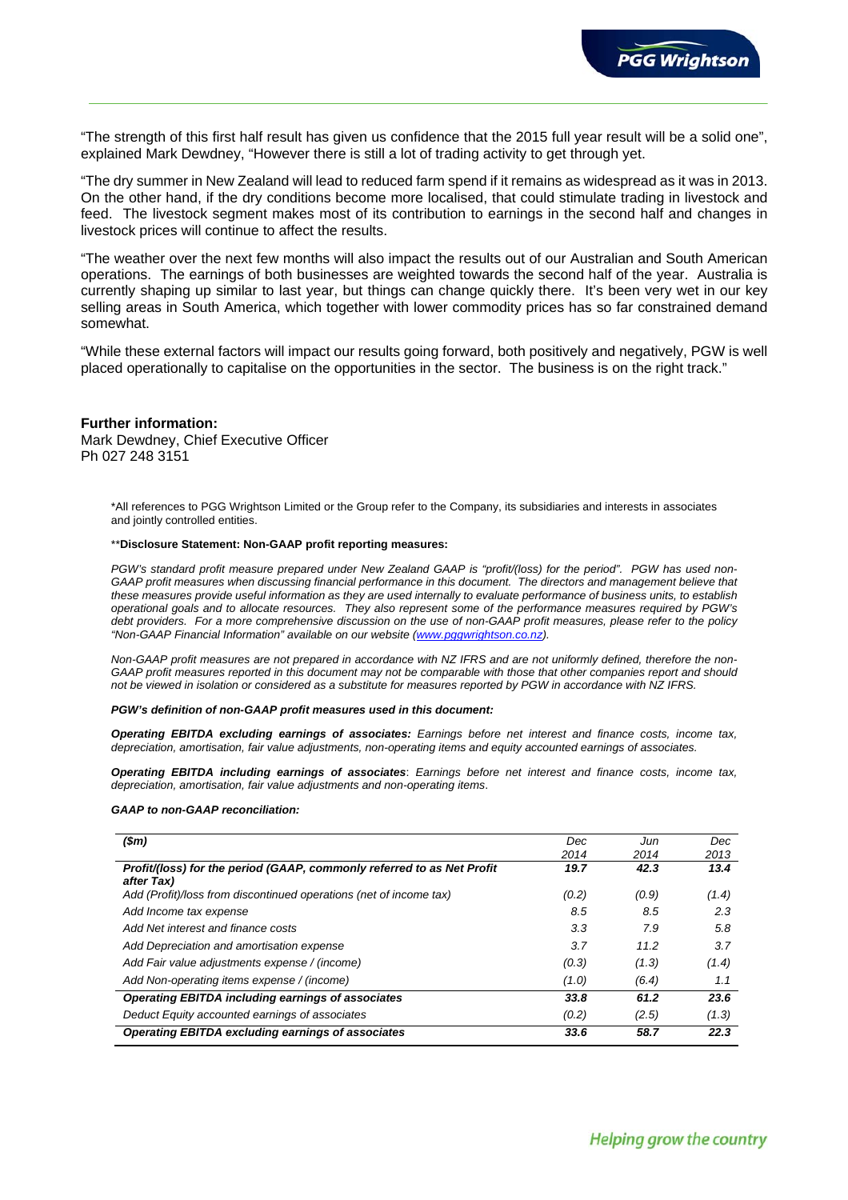"The strength of this first half result has given us confidence that the 2015 full year result will be a solid one", explained Mark Dewdney, "However there is still a lot of trading activity to get through yet.

"The dry summer in New Zealand will lead to reduced farm spend if it remains as widespread as it was in 2013. On the other hand, if the dry conditions become more localised, that could stimulate trading in livestock and feed. The livestock segment makes most of its contribution to earnings in the second half and changes in livestock prices will continue to affect the results.

"The weather over the next few months will also impact the results out of our Australian and South American operations. The earnings of both businesses are weighted towards the second half of the year. Australia is currently shaping up similar to last year, but things can change quickly there. It's been very wet in our key selling areas in South America, which together with lower commodity prices has so far constrained demand somewhat.

"While these external factors will impact our results going forward, both positively and negatively, PGW is well placed operationally to capitalise on the opportunities in the sector. The business is on the right track."

**Further information:**
Mark Dewdney, Chief Executive Officer
Ph 027 248 3151

*All references to PGG Wrightson Limited or the Group refer to the Company, its subsidiaries and interests in associates and jointly controlled entities.

**\*\*Disclosure Statement: Non-GAAP profit reporting measures:**

*PGW's standard profit measure prepared under New Zealand GAAP is "profit/(loss) for the period". PGW has used non-GAAP profit measures when discussing financial performance in this document. The directors and management believe that these measures provide useful information as they are used internally to evaluate performance of business units, to establish operational goals and to allocate resources. They also represent some of the performance measures required by PGW's debt providers. For a more comprehensive discussion on the use of non-GAAP profit measures, please refer to the policy "Non-GAAP Financial Information" available on our website (www.pggwrightson.co.nz).*

*Non-GAAP profit measures are not prepared in accordance with NZ IFRS and are not uniformly defined, therefore the non-GAAP profit measures reported in this document may not be comparable with those that other companies report and should not be viewed in isolation or considered as a substitute for measures reported by PGW in accordance with NZ IFRS.*

***PGW's definition of non-GAAP profit measures used in this document:***

***Operating EBITDA excluding earnings of associates:*** *Earnings before net interest and finance costs, income tax, depreciation, amortisation, fair value adjustments, non-operating items and equity accounted earnings of associates.*

***Operating EBITDA including earnings of associates***: *Earnings before net interest and finance costs, income tax, depreciation, amortisation, fair value adjustments and non-operating items.*

***GAAP to non-GAAP reconciliation:***

| *($m)* | *Dec 2014* | *Jun 2014* | *Dec 2013* |
|---|---|---|---|
| ***Profit/(loss) for the period (GAAP, commonly referred to as Net Profit after Tax)*** | ***19.7*** | ***42.3*** | ***13.4*** |
| *Add (Profit)/loss from discontinued operations (net of income tax)* | *(0.2)* | *(0.9)* | *(1.4)* |
| *Add Income tax expense* | *8.5* | *8.5* | *2.3* |
| *Add Net interest and finance costs* | *3.3* | *7.9* | *5.8* |
| *Add Depreciation and amortisation expense* | *3.7* | *11.2* | *3.7* |
| *Add Fair value adjustments expense / (income)* | *(0.3)* | *(1.3)* | *(1.4)* |
| *Add Non-operating items expense / (income)* | *(1.0)* | *(6.4)* | *1.1* |
| ***Operating EBITDA including earnings of associates*** | ***33.8*** | ***61.2*** | ***23.6*** |
| *Deduct Equity accounted earnings of associates* | *(0.2)* | *(2.5)* | *(1.3)* |
| ***Operating EBITDA excluding earnings of associates*** | ***33.6*** | ***58.7*** | ***22.3*** |